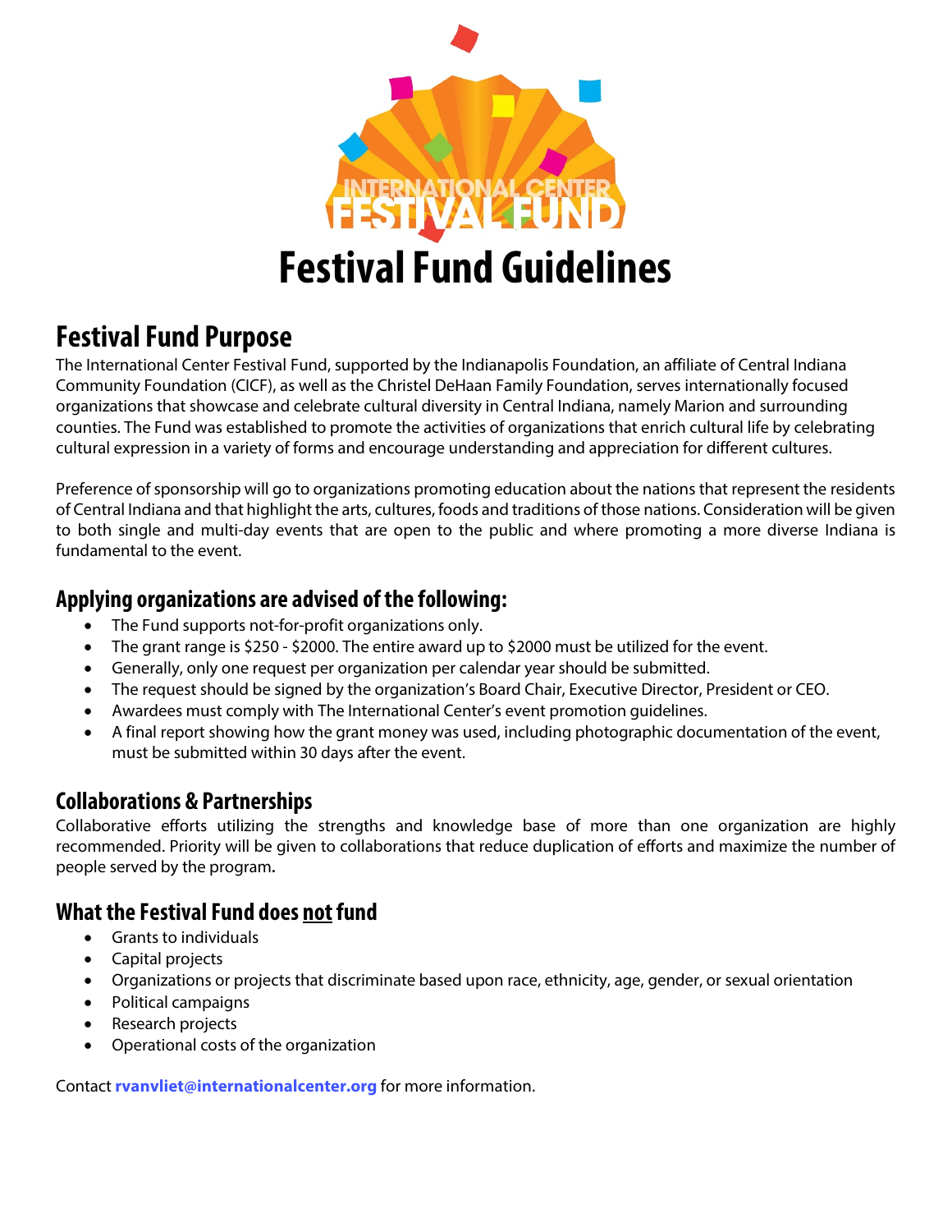# Festival Fund Guidelines

## Festival Fund Purpose

The International Center Festival Fund, supported by the Indianapolis Foundation, an affiliate of Central Indiana Community Foundation (CICF), as well as the Christel DeHaan Family Foundation, serves internationally focused organizations that showcase and celebrate cultural diversity in Central Indiana, namely Marion and surrounding counties. The Fund was established to promote the activities of organizations that enrich cultural life by celebrating cultural expression in a variety of forms and encourage understanding and appreciation for different cultures.

Preference of sponsorship will go to organizations promoting education about the nations that represent the residents of Central Indiana and that highlight the arts, cultures, foods and traditions of those nations. Consideration will be given to both single and multi-day events that are open to the public and where promoting a more diverse Indiana is fundamental to the event.

### Applying organizations are advised of the following:

- The Fund supports not-for-profit organizations only.
- The grant range is $250 - $2000. The entire award up to $2000 must be utilized for the event.
- Generally, only one request per organization per calendar year should be submitted.
- The request should be signed by the organization's Board Chair, Executive Director, President or CEO.
- Awardees must comply with The International Center's event promotion guidelines.
- A final report showing how the grant money was used, including photographic documentation of the event, must be submitted within 30 days after the event.

### Collaborations & Partnerships

Collaborative efforts utilizing the strengths and knowledge base of more than one organization are highly recommended. Priority will be given to collaborations that reduce duplication of efforts and maximize the number of people served by the program.

### What the Festival Fund does not fund

- Grants to individuals
- Capital projects
- Organizations or projects that discriminate based upon race, ethnicity, age, gender, or sexual orientation
- Political campaigns
- Research projects
- Operational costs of the organization

Contact **rvanvliet@internationalcenter.org** for more information.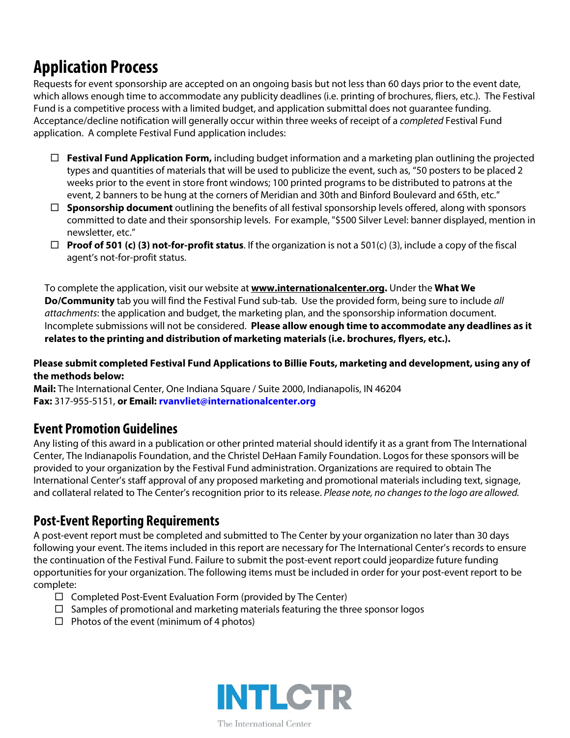# Application Process

Requests for event sponsorship are accepted on an ongoing basis but not less than 60 days prior to the event date, which allows enough time to accommodate any publicity deadlines (i.e. printing of brochures, fliers, etc.). The Festival Fund is a competitive process with a limited budget, and application submittal does not guarantee funding. Acceptance/decline notification will generally occur within three weeks of receipt of a *completed* Festival Fund application. A complete Festival Fund application includes:

- ☐ **Festival Fund Application Form,** including budget information and a marketing plan outlining the projected types and quantities of materials that will be used to publicize the event, such as, "50 posters to be placed 2 weeks prior to the event in store front windows; 100 printed programs to be distributed to patrons at the event, 2 banners to be hung at the corners of Meridian and 30th and Binford Boulevard and 65th, etc."
- ☐ **Sponsorship document** outlining the benefits of all festival sponsorship levels offered, along with sponsors committed to date and their sponsorship levels. For example, "$500 Silver Level: banner displayed, mention in newsletter, etc."
- ☐ **Proof of 501 (c) (3) not-for-profit status**. If the organization is not a 501(c) (3), include a copy of the fiscal agent's not-for-profit status.

To complete the application, visit our website at **www.internationalcenter.org.** Under the **What We Do/Community** tab you will find the Festival Fund sub-tab. Use the provided form, being sure to include *all attachments*: the application and budget, the marketing plan, and the sponsorship information document. Incomplete submissions will not be considered. **Please allow enough time to accommodate any deadlines as it relates to the printing and distribution of marketing materials (i.e. brochures, flyers, etc.).**

**Please submit completed Festival Fund Applications to Billie Fouts, marketing and development, using any of the methods below:**

**Mail:** The International Center, One Indiana Square / Suite 2000, Indianapolis, IN 46204
**Fax:** 317-955-5151, **or Email: rvanvliet@internationalcenter.org**

## Event Promotion Guidelines

Any listing of this award in a publication or other printed material should identify it as a grant from The International Center, The Indianapolis Foundation, and the Christel DeHaan Family Foundation. Logos for these sponsors will be provided to your organization by the Festival Fund administration. Organizations are required to obtain The International Center's staff approval of any proposed marketing and promotional materials including text, signage, and collateral related to The Center's recognition prior to its release. *Please note, no changes to the logo are allowed.*

## Post-Event Reporting Requirements

A post-event report must be completed and submitted to The Center by your organization no later than 30 days following your event. The items included in this report are necessary for The International Center's records to ensure the continuation of the Festival Fund. Failure to submit the post-event report could jeopardize future funding opportunities for your organization. The following items must be included in order for your post-event report to be complete:

- ☐ Completed Post-Event Evaluation Form (provided by The Center)
- ☐ Samples of promotional and marketing materials featuring the three sponsor logos
- ☐ Photos of the event (minimum of 4 photos)

INTLCTR

The International Center